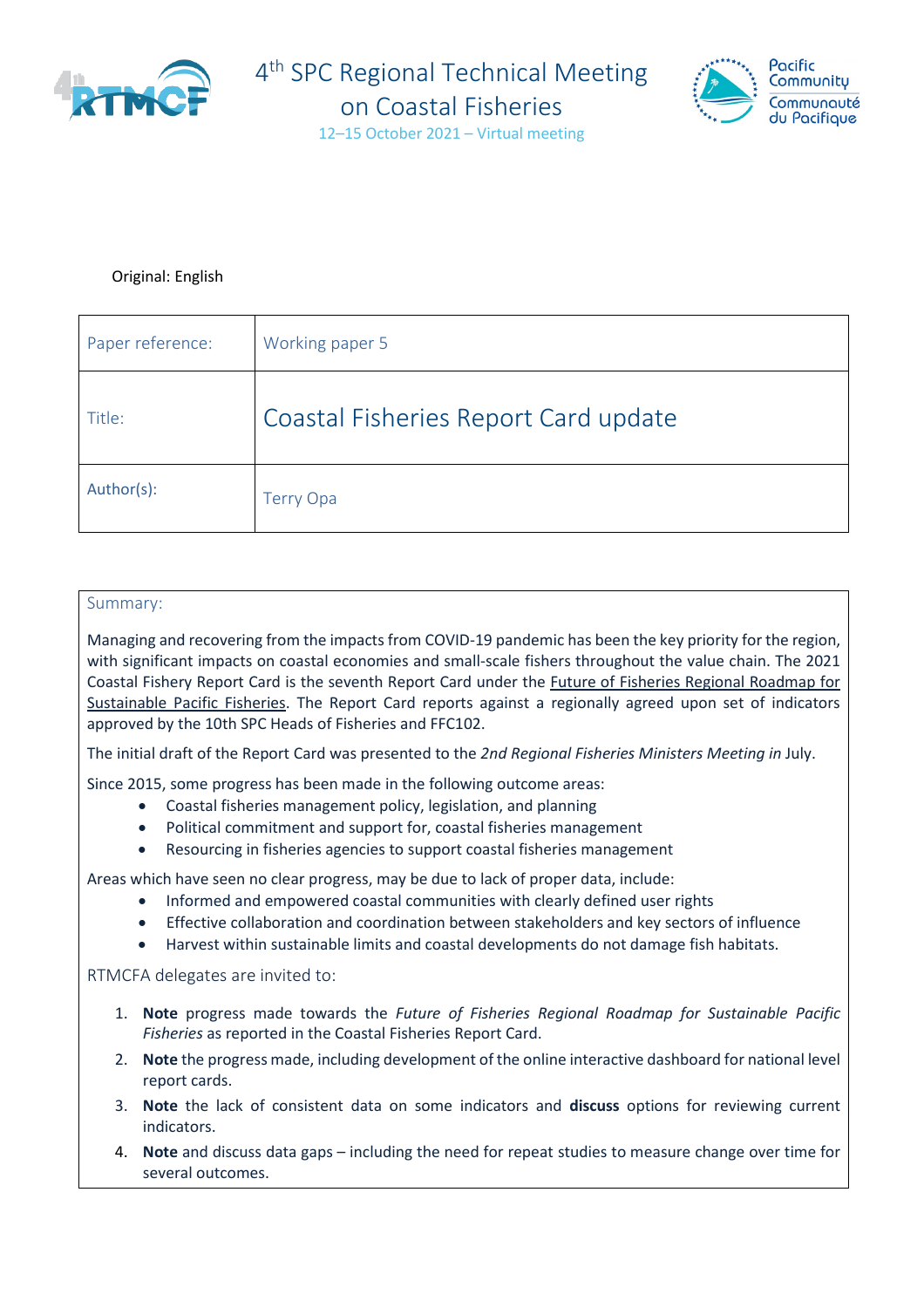# 4th SPC Regional Technical Meeting on Coastal Fisheries

12–15 October 2021 – Virtual meeting

Original: English

| Paper reference: | Working paper 5 |
| --- | --- |
| Title: | Coastal Fisheries Report Card update |
| Author(s): | Terry Opa |

Summary:

Managing and recovering from the impacts from COVID-19 pandemic has been the key priority for the region, with significant impacts on coastal economies and small-scale fishers throughout the value chain. The 2021 Coastal Fishery Report Card is the seventh Report Card under the Future of Fisheries Regional Roadmap for Sustainable Pacific Fisheries. The Report Card reports against a regionally agreed upon set of indicators approved by the 10th SPC Heads of Fisheries and FFC102.

The initial draft of the Report Card was presented to the *2nd Regional Fisheries Ministers Meeting in* July.

Since 2015, some progress has been made in the following outcome areas:

- Coastal fisheries management policy, legislation, and planning
- Political commitment and support for, coastal fisheries management
- Resourcing in fisheries agencies to support coastal fisheries management

Areas which have seen no clear progress, may be due to lack of proper data, include:

- Informed and empowered coastal communities with clearly defined user rights
- Effective collaboration and coordination between stakeholders and key sectors of influence
- Harvest within sustainable limits and coastal developments do not damage fish habitats.

RTMCFA delegates are invited to:

1. **Note** progress made towards the *Future of Fisheries Regional Roadmap for Sustainable Pacific Fisheries* as reported in the Coastal Fisheries Report Card.
2. **Note** the progress made, including development of the online interactive dashboard for national level report cards.
3. **Note** the lack of consistent data on some indicators and **discuss** options for reviewing current indicators.
4. **Note** and discuss data gaps – including the need for repeat studies to measure change over time for several outcomes.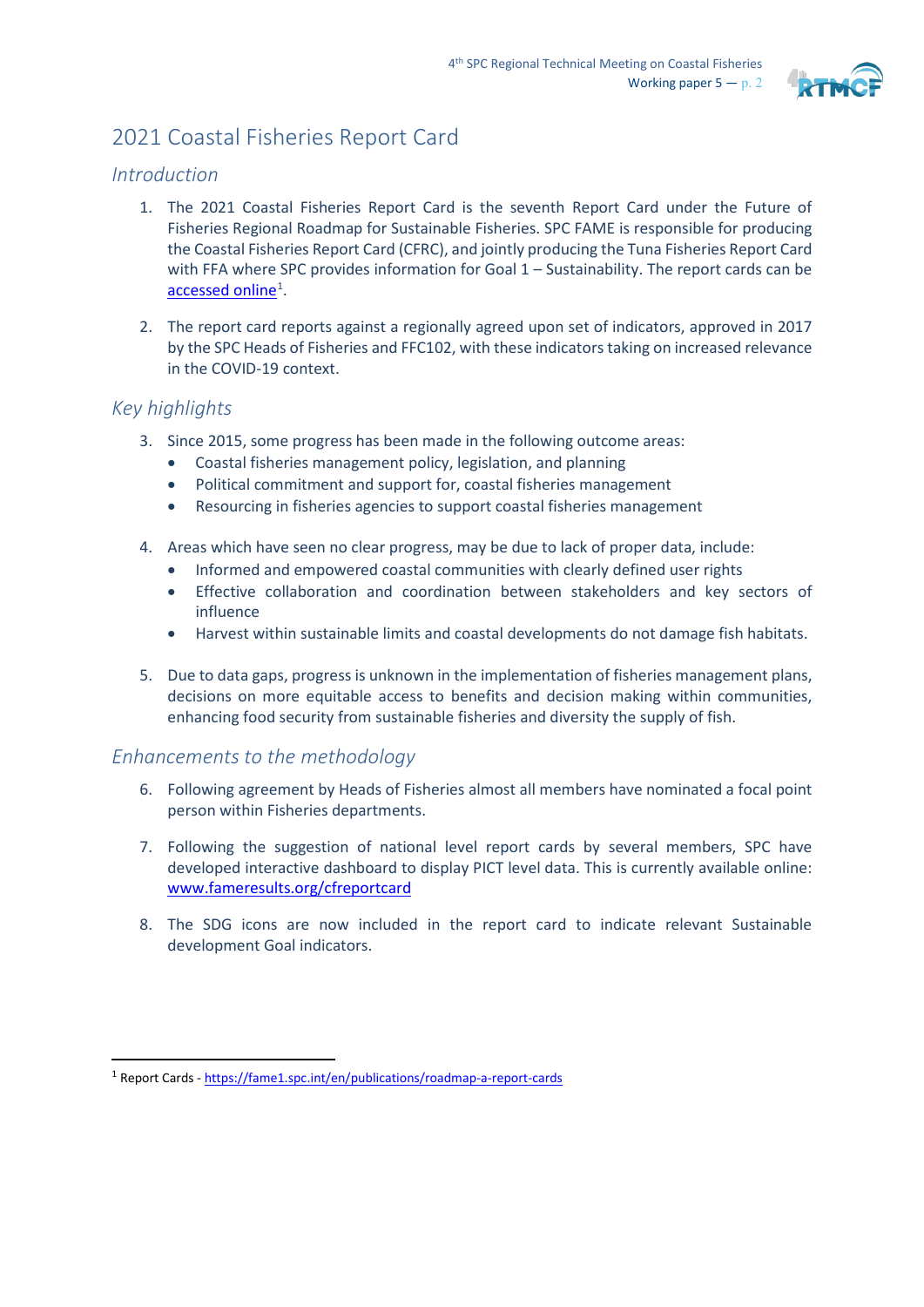# 2021 Coastal Fisheries Report Card

## Introduction

1. The 2021 Coastal Fisheries Report Card is the seventh Report Card under the Future of Fisheries Regional Roadmap for Sustainable Fisheries. SPC FAME is responsible for producing the Coastal Fisheries Report Card (CFRC), and jointly producing the Tuna Fisheries Report Card with FFA where SPC provides information for Goal 1 – Sustainability. The report cards can be accessed online[1].

2. The report card reports against a regionally agreed upon set of indicators, approved in 2017 by the SPC Heads of Fisheries and FFC102, with these indicators taking on increased relevance in the COVID-19 context.

## Key highlights

3. Since 2015, some progress has been made in the following outcome areas:
   - Coastal fisheries management policy, legislation, and planning
   - Political commitment and support for, coastal fisheries management
   - Resourcing in fisheries agencies to support coastal fisheries management

4. Areas which have seen no clear progress, may be due to lack of proper data, include:
   - Informed and empowered coastal communities with clearly defined user rights
   - Effective collaboration and coordination between stakeholders and key sectors of influence
   - Harvest within sustainable limits and coastal developments do not damage fish habitats.

5. Due to data gaps, progress is unknown in the implementation of fisheries management plans, decisions on more equitable access to benefits and decision making within communities, enhancing food security from sustainable fisheries and diversity the supply of fish.

## Enhancements to the methodology

6. Following agreement by Heads of Fisheries almost all members have nominated a focal point person within Fisheries departments.

7. Following the suggestion of national level report cards by several members, SPC have developed interactive dashboard to display PICT level data. This is currently available online: www.fameresults.org/cfreportcard

8. The SDG icons are now included in the report card to indicate relevant Sustainable development Goal indicators.

---

[1] Report Cards - https://fame1.spc.int/en/publications/roadmap-a-report-cards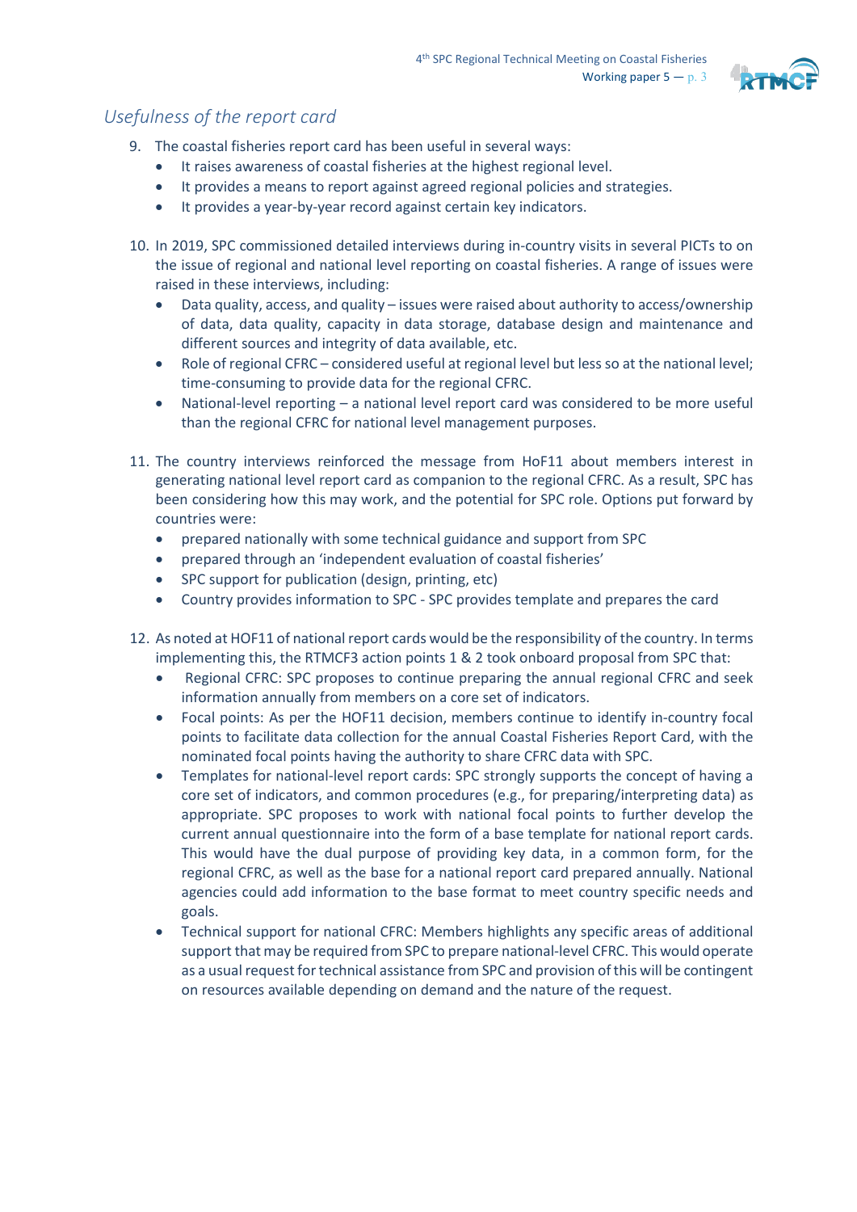## *Usefulness of the report card*

9. The coastal fisheries report card has been useful in several ways:
    - It raises awareness of coastal fisheries at the highest regional level.
    - It provides a means to report against agreed regional policies and strategies.
    - It provides a year-by-year record against certain key indicators.

10. In 2019, SPC commissioned detailed interviews during in-country visits in several PICTs to on the issue of regional and national level reporting on coastal fisheries. A range of issues were raised in these interviews, including:
    - Data quality, access, and quality – issues were raised about authority to access/ownership of data, data quality, capacity in data storage, database design and maintenance and different sources and integrity of data available, etc.
    - Role of regional CFRC – considered useful at regional level but less so at the national level; time-consuming to provide data for the regional CFRC.
    - National-level reporting – a national level report card was considered to be more useful than the regional CFRC for national level management purposes.

11. The country interviews reinforced the message from HoF11 about members interest in generating national level report card as companion to the regional CFRC. As a result, SPC has been considering how this may work, and the potential for SPC role. Options put forward by countries were:
    - prepared nationally with some technical guidance and support from SPC
    - prepared through an 'independent evaluation of coastal fisheries'
    - SPC support for publication (design, printing, etc)
    - Country provides information to SPC - SPC provides template and prepares the card

12. As noted at HOF11 of national report cards would be the responsibility of the country. In terms implementing this, the RTMCF3 action points 1 & 2 took onboard proposal from SPC that:
    - Regional CFRC: SPC proposes to continue preparing the annual regional CFRC and seek information annually from members on a core set of indicators.
    - Focal points: As per the HOF11 decision, members continue to identify in-country focal points to facilitate data collection for the annual Coastal Fisheries Report Card, with the nominated focal points having the authority to share CFRC data with SPC.
    - Templates for national-level report cards: SPC strongly supports the concept of having a core set of indicators, and common procedures (e.g., for preparing/interpreting data) as appropriate. SPC proposes to work with national focal points to further develop the current annual questionnaire into the form of a base template for national report cards. This would have the dual purpose of providing key data, in a common form, for the regional CFRC, as well as the base for a national report card prepared annually. National agencies could add information to the base format to meet country specific needs and goals.
    - Technical support for national CFRC: Members highlights any specific areas of additional support that may be required from SPC to prepare national-level CFRC. This would operate as a usual request for technical assistance from SPC and provision of this will be contingent on resources available depending on demand and the nature of the request.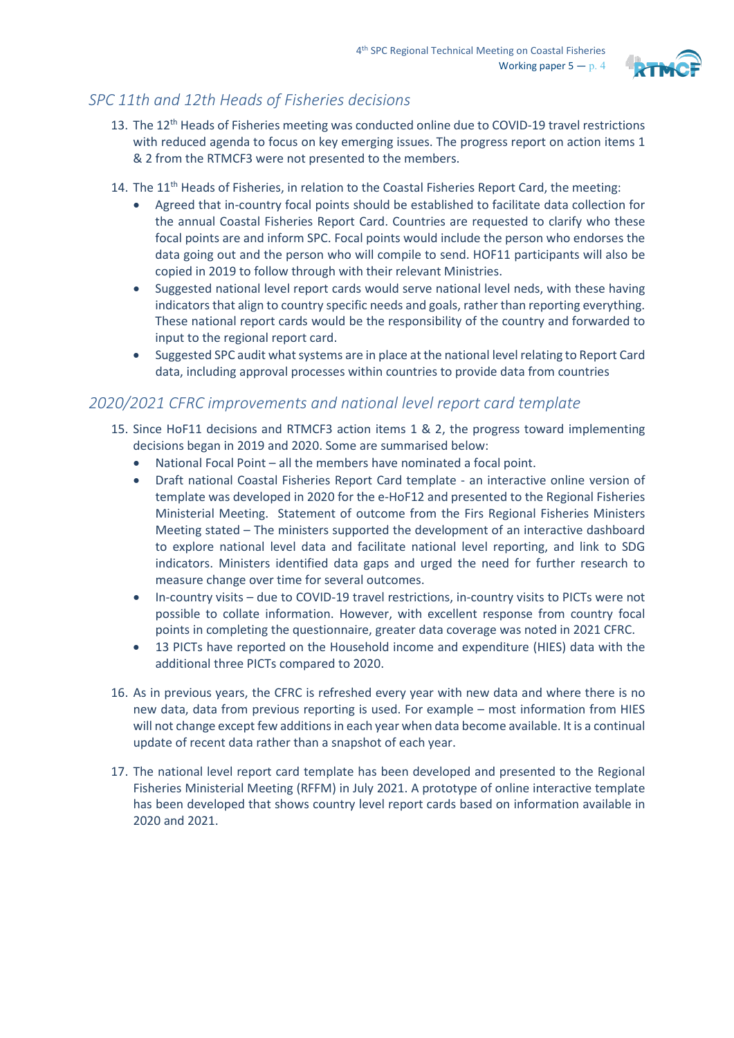## *SPC 11th and 12th Heads of Fisheries decisions*

13. The 12th Heads of Fisheries meeting was conducted online due to COVID-19 travel restrictions with reduced agenda to focus on key emerging issues. The progress report on action items 1 & 2 from the RTMCF3 were not presented to the members.

14. The 11th Heads of Fisheries, in relation to the Coastal Fisheries Report Card, the meeting:
    - Agreed that in-country focal points should be established to facilitate data collection for the annual Coastal Fisheries Report Card. Countries are requested to clarify who these focal points are and inform SPC. Focal points would include the person who endorses the data going out and the person who will compile to send. HOF11 participants will also be copied in 2019 to follow through with their relevant Ministries.
    - Suggested national level report cards would serve national level neds, with these having indicators that align to country specific needs and goals, rather than reporting everything. These national report cards would be the responsibility of the country and forwarded to input to the regional report card.
    - Suggested SPC audit what systems are in place at the national level relating to Report Card data, including approval processes within countries to provide data from countries

## *2020/2021 CFRC improvements and national level report card template*

15. Since HoF11 decisions and RTMCF3 action items 1 & 2, the progress toward implementing decisions began in 2019 and 2020. Some are summarised below:
    - National Focal Point – all the members have nominated a focal point.
    - Draft national Coastal Fisheries Report Card template - an interactive online version of template was developed in 2020 for the e-HoF12 and presented to the Regional Fisheries Ministerial Meeting. Statement of outcome from the Firs Regional Fisheries Ministers Meeting stated – The ministers supported the development of an interactive dashboard to explore national level data and facilitate national level reporting, and link to SDG indicators. Ministers identified data gaps and urged the need for further research to measure change over time for several outcomes.
    - In-country visits – due to COVID-19 travel restrictions, in-country visits to PICTs were not possible to collate information. However, with excellent response from country focal points in completing the questionnaire, greater data coverage was noted in 2021 CFRC.
    - 13 PICTs have reported on the Household income and expenditure (HIES) data with the additional three PICTs compared to 2020.

16. As in previous years, the CFRC is refreshed every year with new data and where there is no new data, data from previous reporting is used. For example – most information from HIES will not change except few additions in each year when data become available. It is a continual update of recent data rather than a snapshot of each year.

17. The national level report card template has been developed and presented to the Regional Fisheries Ministerial Meeting (RFFM) in July 2021. A prototype of online interactive template has been developed that shows country level report cards based on information available in 2020 and 2021.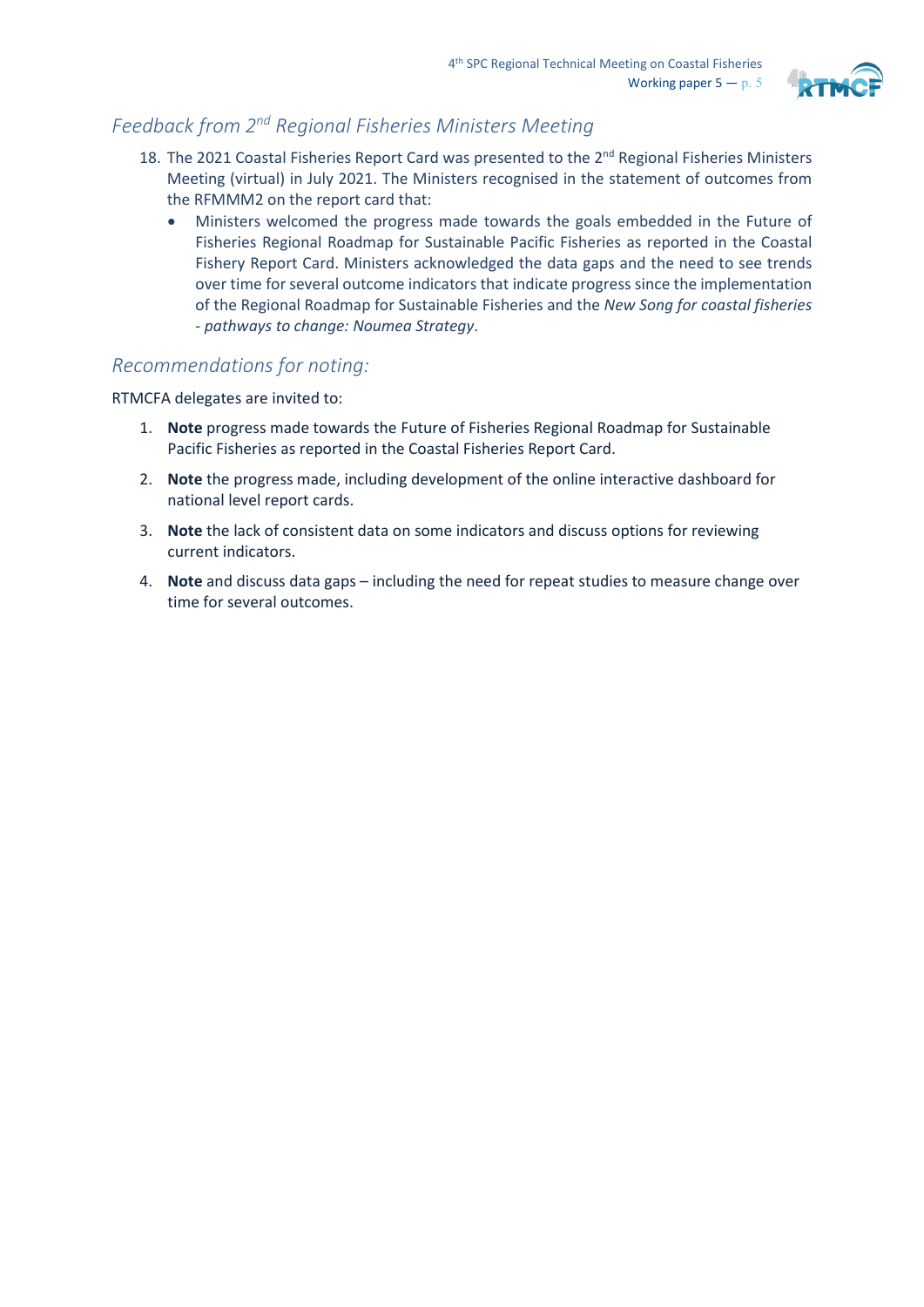## *Feedback from 2nd Regional Fisheries Ministers Meeting*

18. The 2021 Coastal Fisheries Report Card was presented to the 2nd Regional Fisheries Ministers Meeting (virtual) in July 2021. The Ministers recognised in the statement of outcomes from the RFMMM2 on the report card that:
    - Ministers welcomed the progress made towards the goals embedded in the Future of Fisheries Regional Roadmap for Sustainable Pacific Fisheries as reported in the Coastal Fishery Report Card. Ministers acknowledged the data gaps and the need to see trends over time for several outcome indicators that indicate progress since the implementation of the Regional Roadmap for Sustainable Fisheries and the *New Song for coastal fisheries - pathways to change: Noumea Strategy*.

## *Recommendations for noting:*

RTMCFA delegates are invited to:

1. **Note** progress made towards the Future of Fisheries Regional Roadmap for Sustainable Pacific Fisheries as reported in the Coastal Fisheries Report Card.
2. **Note** the progress made, including development of the online interactive dashboard for national level report cards.
3. **Note** the lack of consistent data on some indicators and discuss options for reviewing current indicators.
4. **Note** and discuss data gaps – including the need for repeat studies to measure change over time for several outcomes.